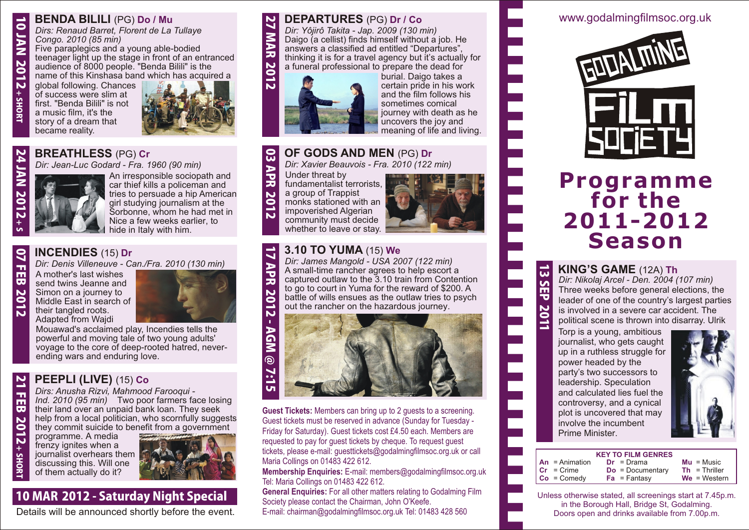## 10 JAN 2012 + SHORT

### BENDA BILILI (PG) Do / Mu

*Dirs: Renaud Barret, Florent de La Tullaye*
*Congo. 2010 (85 min)*

Five paraplegics and a young able-bodied teenager light up the stage in front of an entranced audience of 8000 people. "Benda Bilili" is the name of this Kinshasa band which has acquired a global following. Chances of success were slim at first. "Benda Bilili" is not a music film, it's the story of a dream that became reality.

## 24 JAN 2012 + S

### BREATHLESS (PG) Cr

*Dir: Jean-Luc Godard - Fra. 1960 (90 min)*

An irresponsible sociopath and car thief kills a policeman and tries to persuade a hip American girl studying journalism at the Sorbonne, whom he had met in Nice a few weeks earlier, to hide in Italy with him.

## 07 FEB 2012

### INCENDIES (15) Dr

*Dir: Denis Villeneuve - Can./Fra. 2010 (130 min)*

A mother's last wishes send twins Jeanne and Simon on a journey to Middle East in search of their tangled roots. Adapted from Wajdi Mouawad's acclaimed play, Incendies tells the powerful and moving tale of two young adults' voyage to the core of deep-rooted hatred, never-ending wars and enduring love.

## 21 FEB 2012 + SHORT

### PEEPLI (LIVE) (15) Co

*Dirs: Anusha Rizvi, Mahmood Farooqui - Ind. 2010 (95 min)*

Two poor farmers face losing their land over an unpaid bank loan. They seek help from a local politician, who scornfully suggests they commit suicide to benefit from a government programme. A media frenzy ignites when a journalist overhears them discussing this. Will one of them actually do it?

## 10 MAR 2012 - Saturday Night Special

Details will be announced shortly before the event.

## 27 MAR 2012

### DEPARTURES (PG) Dr / Co

*Dir: Yôjirô Takita - Jap. 2009 (130 min)*

Daigo (a cellist) finds himself without a job. He answers a classified ad entitled "Departures", thinking it is for a travel agency but it's actually for a funeral professional to prepare the dead for burial. Daigo takes a certain pride in his work and the film follows his sometimes comical journey with death as he uncovers the joy and meaning of life and living.

## 03 APR 2012

### OF GODS AND MEN (PG) Dr

*Dir: Xavier Beauvois - Fra. 2010 (122 min)*

Under threat by fundamentalist terrorists, a group of Trappist monks stationed with an impoverished Algerian community must decide whether to leave or stay.

## 17 APR 2012 - AGM @ 7:15

### 3.10 TO YUMA (15) We

*Dir: James Mangold - USA 2007 (122 min)*

A small-time rancher agrees to help escort a captured outlaw to the 3.10 train from Contention to go to court in Yuma for the reward of $200. A battle of wills ensues as the outlaw tries to psych out the rancher on the hazardous journey.

**Guest Tickets:** Members can bring up to 2 guests to a screening. Guest tickets must be reserved in advance (Sunday for Tuesday - Friday for Saturday). Guest tickets cost £4.50 each. Members are requested to pay for guest tickets by cheque. To request guest tickets, please e-mail: guesttickets@godalmingfilmsoc.org.uk or call Maria Collings on 01483 422 612.

**Membership Enquiries:** E-mail: members@godalmingfilmsoc.org.uk Tel: Maria Collings on 01483 422 612.

**General Enquiries:** For all other matters relating to Godalming Film Society please contact the Chairman, John O'Keefe. E-mail: chairman@godalmingfilmsoc.org.uk Tel: 01483 428 560

www.godalmingfilmsoc.org.uk

# GODALMING FILM SOCIETY

# Programme for the 2011-2012 Season

## 13 SEP 2011

### KING'S GAME (12A) Th

*Dir: Nikolaj Arcel - Den. 2004 (107 min)*

Three weeks before general elections, the leader of one of the country's largest parties is involved in a severe car accident. The political scene is thrown into disarray. Ulrik Torp is a young, ambitious journalist, who gets caught up in a ruthless struggle for power headed by the party's two successors to leadership. Speculation and calculated lies fuel the controversy, and a cynical plot is uncovered that may involve the incumbent Prime Minister.

**KEY TO FILM GENRES**

| | | |
|---|---|---|
| **An** = Animation | **Dr** = Drama | **Mu** = Music |
| **Cr** = Crime | **Do** = Documentary | **Th** = Thriller |
| **Co** = Comedy | **Fa** = Fantasy | **We** = Western |

Unless otherwise stated, all screenings start at 7.45p.m. in the Borough Hall, Bridge St, Godalming. Doors open and drinks available from 7.00p.m.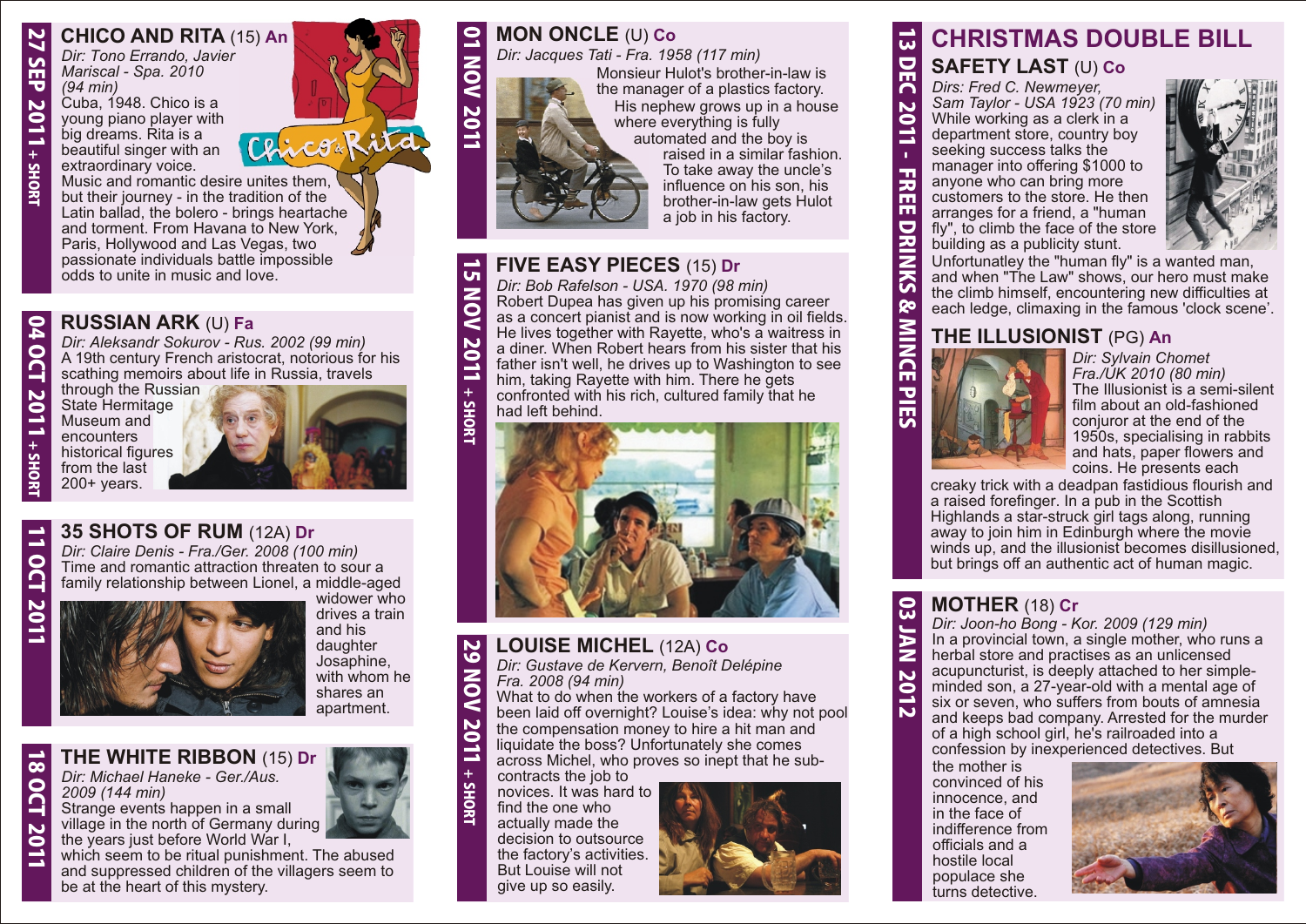## 27 SEP 2011 + SHORT

### CHICO AND RITA (15) An

*Dir: Tono Errando, Javier Mariscal - Spa. 2010 (94 min)*

Cuba, 1948. Chico is a young piano player with big dreams. Rita is a beautiful singer with an extraordinary voice. Music and romantic desire unites them, but their journey - in the tradition of the Latin ballad, the bolero - brings heartache and torment. From Havana to New York, Paris, Hollywood and Las Vegas, two passionate individuals battle impossible odds to unite in music and love.

## 04 OCT 2011 + SHORT

### RUSSIAN ARK (U) Fa

*Dir: Aleksandr Sokurov - Rus. 2002 (99 min)*

A 19th century French aristocrat, notorious for his scathing memoirs about life in Russia, travels through the Russian State Hermitage Museum and encounters historical figures from the last 200+ years.

## 11 OCT 2011

### 35 SHOTS OF RUM (12A) Dr

*Dir: Claire Denis - Fra./Ger. 2008 (100 min)*

Time and romantic attraction threaten to sour a family relationship between Lionel, a middle-aged widower who drives a train and his daughter Josaphine, with whom he shares an apartment.

## 18 OCT 2011

### THE WHITE RIBBON (15) Dr

*Dir: Michael Haneke - Ger./Aus. 2009 (144 min)*

Strange events happen in a small village in the north of Germany during the years just before World War I, which seem to be ritual punishment. The abused and suppressed children of the villagers seem to be at the heart of this mystery.

## 01 NOV 2011

### MON ONCLE (U) Co

*Dir: Jacques Tati - Fra. 1958 (117 min)*

Monsieur Hulot's brother-in-law is the manager of a plastics factory. His nephew grows up in a house where everything is fully automated and the boy is raised in a similar fashion. To take away the uncle's influence on his son, his brother-in-law gets Hulot a job in his factory.

## 15 NOV 2011 + SHORT

### FIVE EASY PIECES (15) Dr

*Dir: Bob Rafelson - USA. 1970 (98 min)*

Robert Dupea has given up his promising career as a concert pianist and is now working in oil fields. He lives together with Rayette, who's a waitress in a diner. When Robert hears from his sister that his father isn't well, he drives up to Washington to see him, taking Rayette with him. There he gets confronted with his rich, cultured family that he had left behind.

## 29 NOV 2011 + SHORT

### LOUISE MICHEL (12A) Co

*Dir: Gustave de Kervern, Benoît Delépine Fra. 2008 (94 min)*

What to do when the workers of a factory have been laid off overnight? Louise's idea: why not pool the compensation money to hire a hit man and liquidate the boss? Unfortunately she comes across Michel, who proves so inept that he sub-contracts the job to novices. It was hard to find the one who actually made the decision to outsource the factory's activities. But Louise will not give up so easily.

## 13 DEC 2011 - FREE DRINKS & MINCE PIES

# CHRISTMAS DOUBLE BILL

### SAFETY LAST (U) Co

*Dirs: Fred C. Newmeyer, Sam Taylor - USA 1923 (70 min)*

While working as a clerk in a department store, country boy seeking success talks the manager into offering $1000 to anyone who can bring more customers to the store. He then arranges for a friend, a "human fly", to climb the face of the store building as a publicity stunt. Unfortunatley the "human fly" is a wanted man, and when "The Law" shows, our hero must make the climb himself, encountering new difficulties at each ledge, climaxing in the famous 'clock scene'.

### THE ILLUSIONIST (PG) An

*Dir: Sylvain Chomet Fra./UK 2010 (80 min)*

The Illusionist is a semi-silent film about an old-fashioned conjuror at the end of the 1950s, specialising in rabbits and hats, paper flowers and coins. He presents each creaky trick with a deadpan fastidious flourish and a raised forefinger. In a pub in the Scottish Highlands a star-struck girl tags along, running away to join him in Edinburgh where the movie winds up, and the illusionist becomes disillusioned, but brings off an authentic act of human magic.

## 03 JAN 2012

### MOTHER (18) Cr

*Dir: Joon-ho Bong - Kor. 2009 (129 min)*

In a provincial town, a single mother, who runs a herbal store and practises as an unlicensed acupuncturist, is deeply attached to her simple-minded son, a 27-year-old with a mental age of six or seven, who suffers from bouts of amnesia and keeps bad company. Arrested for the murder of a high school girl, he's railroaded into a confession by inexperienced detectives. But the mother is convinced of his innocence, and in the face of indifference from officials and a hostile local populace she turns detective.